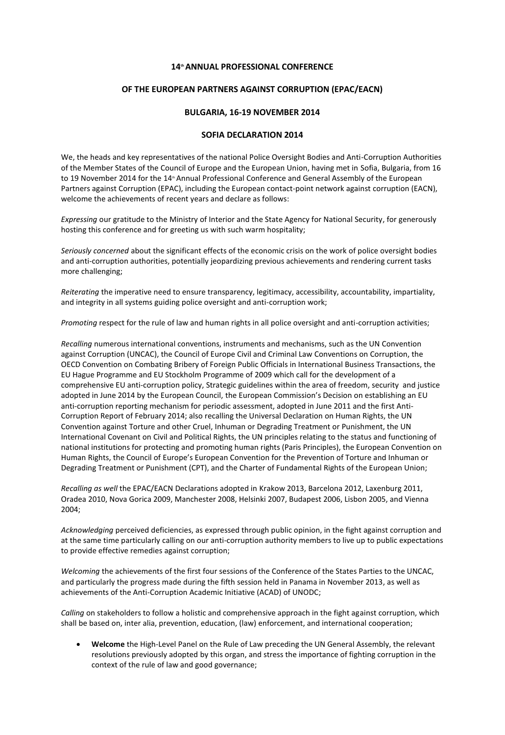**14th ANNUAL PROFESSIONAL CONFERENCE**

**OF THE EUROPEAN PARTNERS AGAINST CORRUPTION (EPAC/EACN)**

**BULGARIA, 16-19 NOVEMBER 2014**

# SOFIA DECLARATION 2014

We, the heads and key representatives of the national Police Oversight Bodies and Anti-Corruption Authorities of the Member States of the Council of Europe and the European Union, having met in Sofia, Bulgaria, from 16 to 19 November 2014 for the 14th Annual Professional Conference and General Assembly of the European Partners against Corruption (EPAC), including the European contact-point network against corruption (EACN), welcome the achievements of recent years and declare as follows:

*Expressing* our gratitude to the Ministry of Interior and the State Agency for National Security, for generously hosting this conference and for greeting us with such warm hospitality;

*Seriously concerned* about the significant effects of the economic crisis on the work of police oversight bodies and anti-corruption authorities, potentially jeopardizing previous achievements and rendering current tasks more challenging;

*Reiterating* the imperative need to ensure transparency, legitimacy, accessibility, accountability, impartiality, and integrity in all systems guiding police oversight and anti-corruption work;

*Promoting* respect for the rule of law and human rights in all police oversight and anti-corruption activities;

*Recalling* numerous international conventions, instruments and mechanisms, such as the UN Convention against Corruption (UNCAC), the Council of Europe Civil and Criminal Law Conventions on Corruption, the OECD Convention on Combating Bribery of Foreign Public Officials in International Business Transactions, the EU Hague Programme and EU Stockholm Programme of 2009 which call for the development of a comprehensive EU anti-corruption policy, Strategic guidelines within the area of freedom, security and justice adopted in June 2014 by the European Council, the European Commission's Decision on establishing an EU anti-corruption reporting mechanism for periodic assessment, adopted in June 2011 and the first Anti-Corruption Report of February 2014; also recalling the Universal Declaration on Human Rights, the UN Convention against Torture and other Cruel, Inhuman or Degrading Treatment or Punishment, the UN International Covenant on Civil and Political Rights, the UN principles relating to the status and functioning of national institutions for protecting and promoting human rights (Paris Principles), the European Convention on Human Rights, the Council of Europe's European Convention for the Prevention of Torture and Inhuman or Degrading Treatment or Punishment (CPT), and the Charter of Fundamental Rights of the European Union;

*Recalling as well* the EPAC/EACN Declarations adopted in Krakow 2013, Barcelona 2012, Laxenburg 2011, Oradea 2010, Nova Gorica 2009, Manchester 2008, Helsinki 2007, Budapest 2006, Lisbon 2005, and Vienna 2004;

*Acknowledging* perceived deficiencies, as expressed through public opinion, in the fight against corruption and at the same time particularly calling on our anti-corruption authority members to live up to public expectations to provide effective remedies against corruption;

*Welcoming* the achievements of the first four sessions of the Conference of the States Parties to the UNCAC, and particularly the progress made during the fifth session held in Panama in November 2013, as well as achievements of the Anti-Corruption Academic Initiative (ACAD) of UNODC;

*Calling* on stakeholders to follow a holistic and comprehensive approach in the fight against corruption, which shall be based on, inter alia, prevention, education, (law) enforcement, and international cooperation;

- **Welcome** the High-Level Panel on the Rule of Law preceding the UN General Assembly, the relevant resolutions previously adopted by this organ, and stress the importance of fighting corruption in the context of the rule of law and good governance;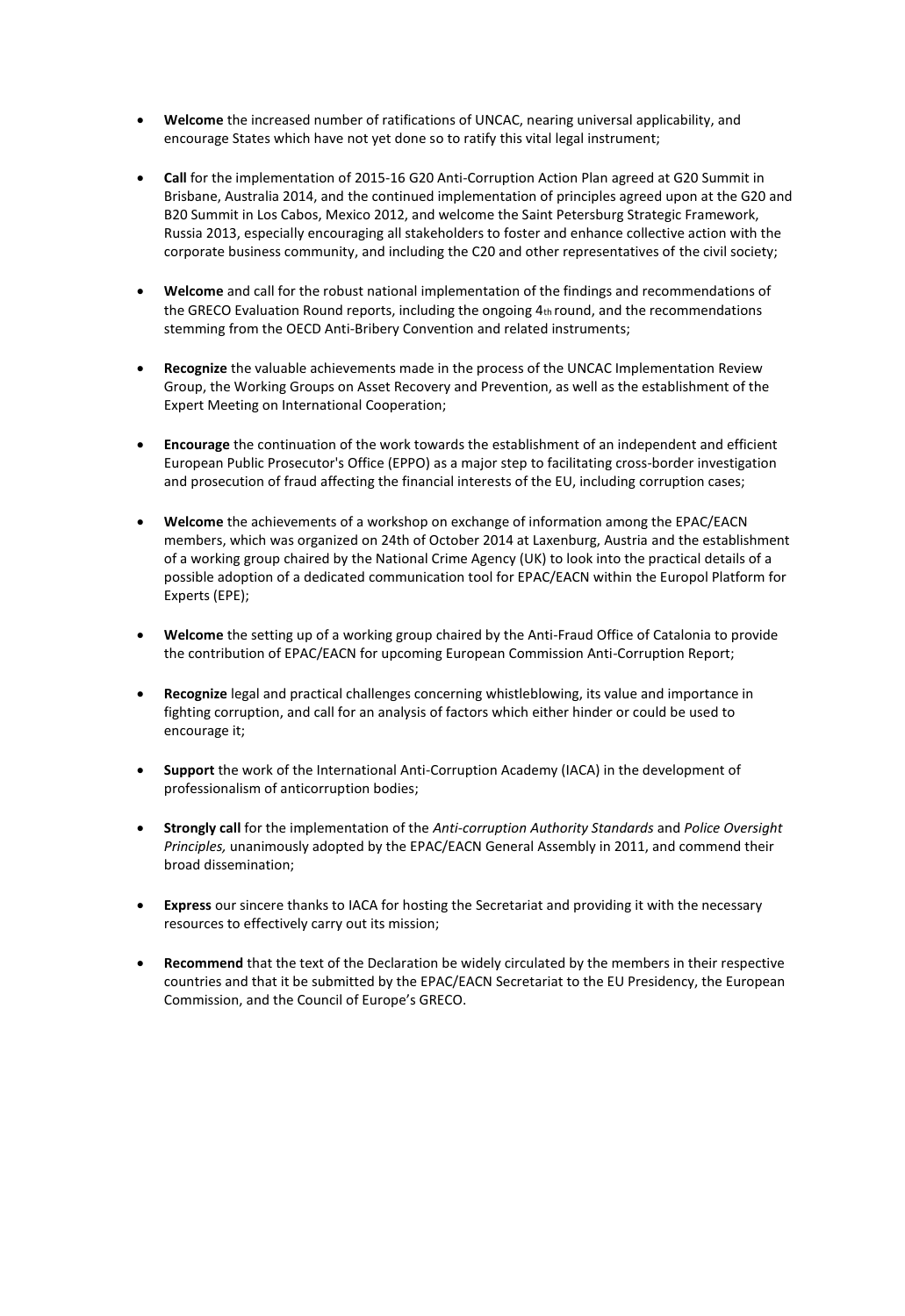- **Welcome** the increased number of ratifications of UNCAC, nearing universal applicability, and encourage States which have not yet done so to ratify this vital legal instrument;

- **Call** for the implementation of 2015-16 G20 Anti-Corruption Action Plan agreed at G20 Summit in Brisbane, Australia 2014, and the continued implementation of principles agreed upon at the G20 and B20 Summit in Los Cabos, Mexico 2012, and welcome the Saint Petersburg Strategic Framework, Russia 2013, especially encouraging all stakeholders to foster and enhance collective action with the corporate business community, and including the C20 and other representatives of the civil society;

- **Welcome** and call for the robust national implementation of the findings and recommendations of the GRECO Evaluation Round reports, including the ongoing 4th round, and the recommendations stemming from the OECD Anti-Bribery Convention and related instruments;

- **Recognize** the valuable achievements made in the process of the UNCAC Implementation Review Group, the Working Groups on Asset Recovery and Prevention, as well as the establishment of the Expert Meeting on International Cooperation;

- **Encourage** the continuation of the work towards the establishment of an independent and efficient European Public Prosecutor's Office (EPPO) as a major step to facilitating cross-border investigation and prosecution of fraud affecting the financial interests of the EU, including corruption cases;

- **Welcome** the achievements of a workshop on exchange of information among the EPAC/EACN members, which was organized on 24th of October 2014 at Laxenburg, Austria and the establishment of a working group chaired by the National Crime Agency (UK) to look into the practical details of a possible adoption of a dedicated communication tool for EPAC/EACN within the Europol Platform for Experts (EPE);

- **Welcome** the setting up of a working group chaired by the Anti-Fraud Office of Catalonia to provide the contribution of EPAC/EACN for upcoming European Commission Anti-Corruption Report;

- **Recognize** legal and practical challenges concerning whistleblowing, its value and importance in fighting corruption, and call for an analysis of factors which either hinder or could be used to encourage it;

- **Support** the work of the International Anti-Corruption Academy (IACA) in the development of professionalism of anticorruption bodies;

- **Strongly call** for the implementation of the *Anti-corruption Authority Standards* and *Police Oversight Principles,* unanimously adopted by the EPAC/EACN General Assembly in 2011, and commend their broad dissemination;

- **Express** our sincere thanks to IACA for hosting the Secretariat and providing it with the necessary resources to effectively carry out its mission;

- **Recommend** that the text of the Declaration be widely circulated by the members in their respective countries and that it be submitted by the EPAC/EACN Secretariat to the EU Presidency, the European Commission, and the Council of Europe's GRECO.